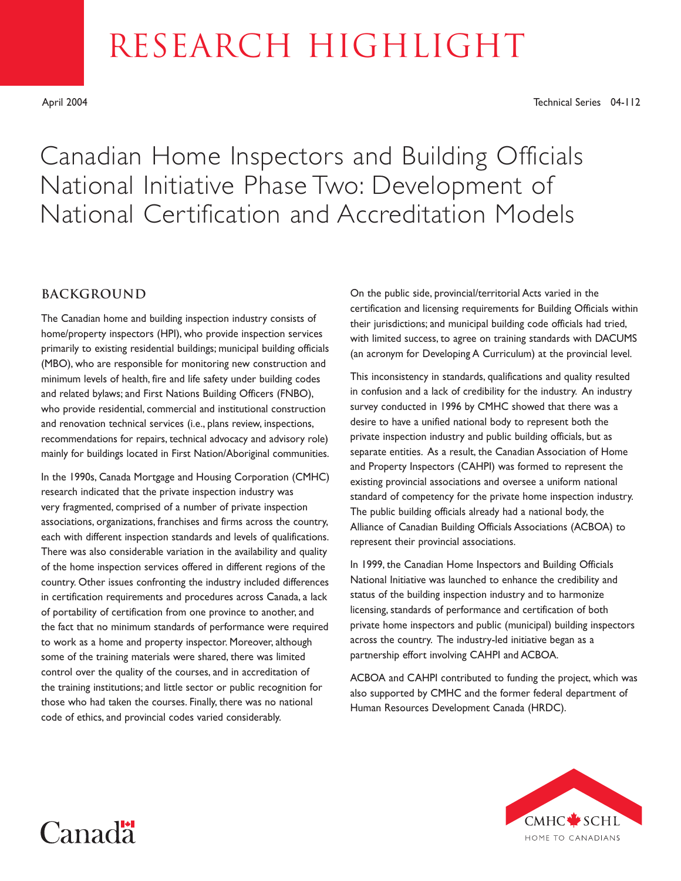# RESEARCH HIGHLIGHT

April 2004 Technical Series 04-112

# Canadian Home Inspectors and Building Officials National Initiative Phase Two: Development of National Certification and Accreditation Models

## BACKGROUND

The Canadian home and building inspection industry consists of home/property inspectors (HPI), who provide inspection services primarily to existing residential buildings; municipal building officials (MBO), who are responsible for monitoring new construction and minimum levels of health, fire and life safety under building codes and related bylaws; and First Nations Building Officers (FNBO), who provide residential, commercial and institutional construction and renovation technical services (i.e., plans review, inspections, recommendations for repairs, technical advocacy and advisory role) mainly for buildings located in First Nation/Aboriginal communities.

In the 1990s, Canada Mortgage and Housing Corporation (CMHC) research indicated that the private inspection industry was very fragmented, comprised of a number of private inspection associations, organizations, franchises and firms across the country, each with different inspection standards and levels of qualifications. There was also considerable variation in the availability and quality of the home inspection services offered in different regions of the country. Other issues confronting the industry included differences in certification requirements and procedures across Canada, a lack of portability of certification from one province to another, and the fact that no minimum standards of performance were required to work as a home and property inspector. Moreover, although some of the training materials were shared, there was limited control over the quality of the courses, and in accreditation of the training institutions; and little sector or public recognition for those who had taken the courses. Finally, there was no national code of ethics, and provincial codes varied considerably.

On the public side, provincial/territorial Acts varied in the certification and licensing requirements for Building Officials within their jurisdictions; and municipal building code officials had tried, with limited success, to agree on training standards with DACUMS (an acronym for Developing A Curriculum) at the provincial level.

This inconsistency in standards, qualifications and quality resulted in confusion and a lack of credibility for the industry. An industry survey conducted in 1996 by CMHC showed that there was a desire to have a unified national body to represent both the private inspection industry and public building officials, but as separate entities. As a result, the Canadian Association of Home and Property Inspectors (CAHPI) was formed to represent the existing provincial associations and oversee a uniform national standard of competency for the private home inspection industry. The public building officials already had a national body, the Alliance of Canadian Building Officials Associations (ACBOA) to represent their provincial associations.

In 1999, the Canadian Home Inspectors and Building Officials National Initiative was launched to enhance the credibility and status of the building inspection industry and to harmonize licensing, standards of performance and certification of both private home inspectors and public (municipal) building inspectors across the country. The industry-led initiative began as a partnership effort involving CAHPI and ACBOA.

ACBOA and CAHPI contributed to funding the project, which was also supported by CMHC and the former federal department of Human Resources Development Canada (HRDC).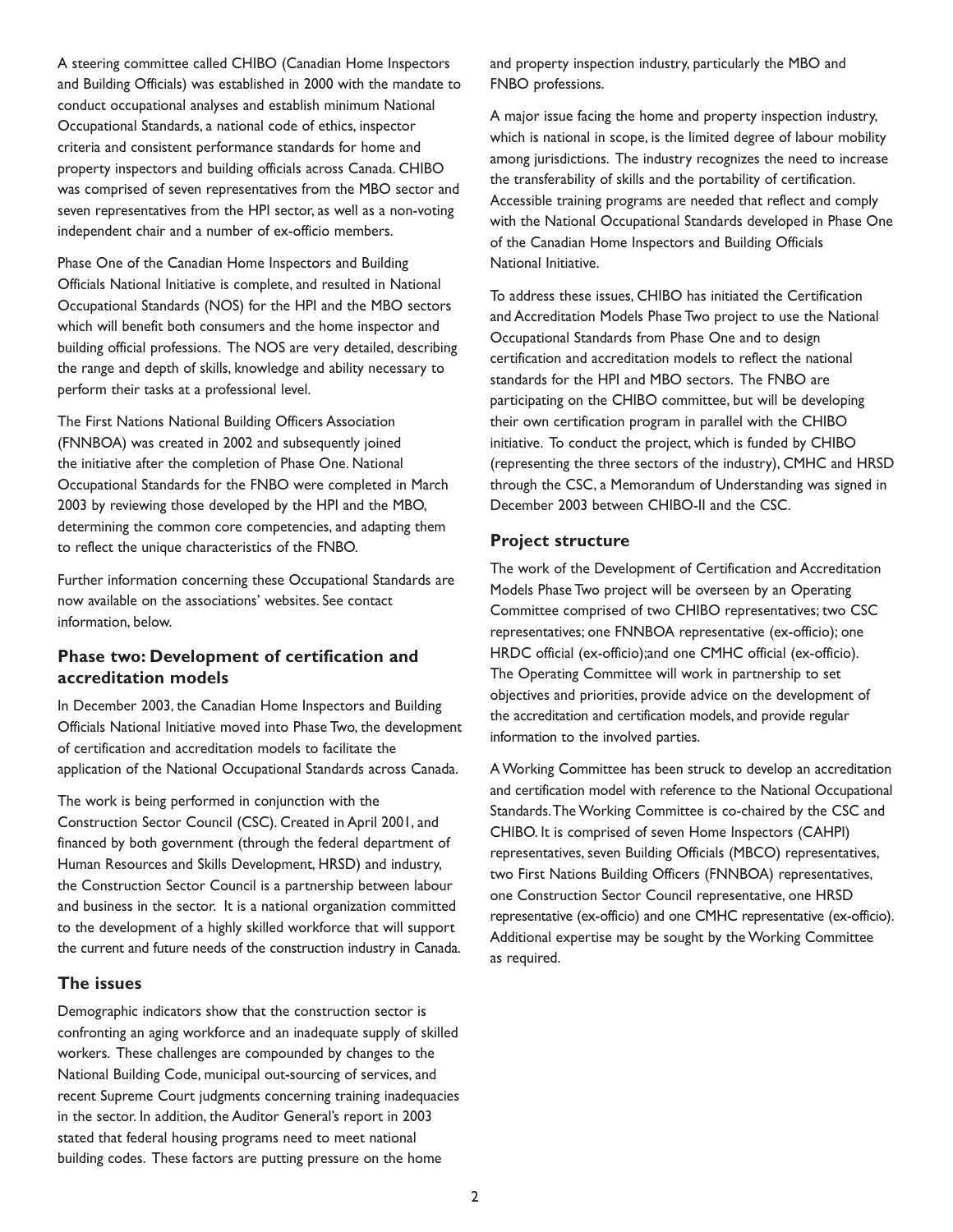A steering committee called CHIBO (Canadian Home Inspectors and Building Officials) was established in 2000 with the mandate to conduct occupational analyses and establish minimum National Occupational Standards, a national code of ethics, inspector criteria and consistent performance standards for home and property inspectors and building officials across Canada. CHIBO was comprised of seven representatives from the MBO sector and seven representatives from the HPI sector, as well as a non-voting independent chair and a number of ex-officio members.

Phase One of the Canadian Home Inspectors and Building Officials National Initiative is complete, and resulted in National Occupational Standards (NOS) for the HPI and the MBO sectors which will benefit both consumers and the home inspector and building official professions. The NOS are very detailed, describing the range and depth of skills, knowledge and ability necessary to perform their tasks at a professional level.

The First Nations National Building Officers Association (FNNBOA) was created in 2002 and subsequently joined the initiative after the completion of Phase One. National Occupational Standards for the FNBO were completed in March 2003 by reviewing those developed by the HPI and the MBO, determining the common core competencies, and adapting them to reflect the unique characteristics of the FNBO.

Further information concerning these Occupational Standards are now available on the associations' websites. See contact information, below.

## Phase two: Development of certification and accreditation models

In December 2003, the Canadian Home Inspectors and Building Officials National Initiative moved into Phase Two, the development of certification and accreditation models to facilitate the application of the National Occupational Standards across Canada.

The work is being performed in conjunction with the Construction Sector Council (CSC). Created in April 2001, and financed by both government (through the federal department of Human Resources and Skills Development, HRSD) and industry, the Construction Sector Council is a partnership between labour and business in the sector. It is a national organization committed to the development of a highly skilled workforce that will support the current and future needs of the construction industry in Canada.

## The issues

Demographic indicators show that the construction sector is confronting an aging workforce and an inadequate supply of skilled workers. These challenges are compounded by changes to the National Building Code, municipal out-sourcing of services, and recent Supreme Court judgments concerning training inadequacies in the sector. In addition, the Auditor General's report in 2003 stated that federal housing programs need to meet national building codes. These factors are putting pressure on the home and property inspection industry, particularly the MBO and FNBO professions.

A major issue facing the home and property inspection industry, which is national in scope, is the limited degree of labour mobility among jurisdictions. The industry recognizes the need to increase the transferability of skills and the portability of certification. Accessible training programs are needed that reflect and comply with the National Occupational Standards developed in Phase One of the Canadian Home Inspectors and Building Officials National Initiative.

To address these issues, CHIBO has initiated the Certification and Accreditation Models Phase Two project to use the National Occupational Standards from Phase One and to design certification and accreditation models to reflect the national standards for the HPI and MBO sectors. The FNBO are participating on the CHIBO committee, but will be developing their own certification program in parallel with the CHIBO initiative. To conduct the project, which is funded by CHIBO (representing the three sectors of the industry), CMHC and HRSD through the CSC, a Memorandum of Understanding was signed in December 2003 between CHIBO-II and the CSC.

## Project structure

The work of the Development of Certification and Accreditation Models Phase Two project will be overseen by an Operating Committee comprised of two CHIBO representatives; two CSC representatives; one FNNBOA representative (ex-officio); one HRDC official (ex-officio);and one CMHC official (ex-officio). The Operating Committee will work in partnership to set objectives and priorities, provide advice on the development of the accreditation and certification models, and provide regular information to the involved parties.

A Working Committee has been struck to develop an accreditation and certification model with reference to the National Occupational Standards. The Working Committee is co-chaired by the CSC and CHIBO. It is comprised of seven Home Inspectors (CAHPI) representatives, seven Building Officials (MBCO) representatives, two First Nations Building Officers (FNNBOA) representatives, one Construction Sector Council representative, one HRSD representative (ex-officio) and one CMHC representative (ex-officio). Additional expertise may be sought by the Working Committee as required.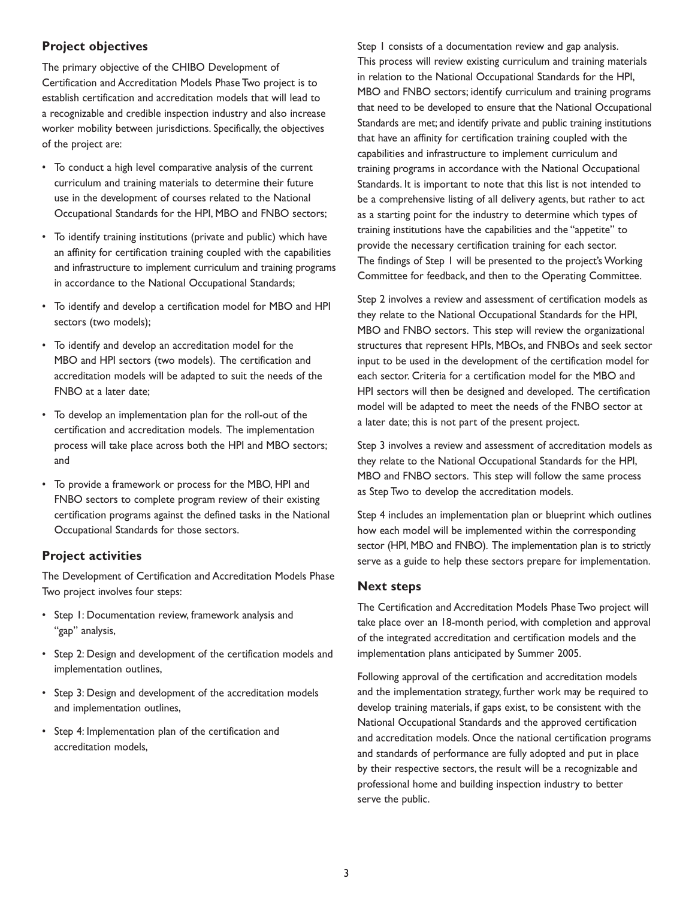## Project objectives

The primary objective of the CHIBO Development of Certification and Accreditation Models Phase Two project is to establish certification and accreditation models that will lead to a recognizable and credible inspection industry and also increase worker mobility between jurisdictions. Specifically, the objectives of the project are:

- To conduct a high level comparative analysis of the current curriculum and training materials to determine their future use in the development of courses related to the National Occupational Standards for the HPI, MBO and FNBO sectors;
- To identify training institutions (private and public) which have an affinity for certification training coupled with the capabilities and infrastructure to implement curriculum and training programs in accordance to the National Occupational Standards;
- To identify and develop a certification model for MBO and HPI sectors (two models);
- To identify and develop an accreditation model for the MBO and HPI sectors (two models). The certification and accreditation models will be adapted to suit the needs of the FNBO at a later date;
- To develop an implementation plan for the roll-out of the certification and accreditation models. The implementation process will take place across both the HPI and MBO sectors; and
- To provide a framework or process for the MBO, HPI and FNBO sectors to complete program review of their existing certification programs against the defined tasks in the National Occupational Standards for those sectors.

## Project activities

The Development of Certification and Accreditation Models Phase Two project involves four steps:

- Step 1: Documentation review, framework analysis and "gap" analysis,
- Step 2: Design and development of the certification models and implementation outlines,
- Step 3: Design and development of the accreditation models and implementation outlines,
- Step 4: Implementation plan of the certification and accreditation models,

Step 1 consists of a documentation review and gap analysis. This process will review existing curriculum and training materials in relation to the National Occupational Standards for the HPI, MBO and FNBO sectors; identify curriculum and training programs that need to be developed to ensure that the National Occupational Standards are met; and identify private and public training institutions that have an affinity for certification training coupled with the capabilities and infrastructure to implement curriculum and training programs in accordance with the National Occupational Standards. It is important to note that this list is not intended to be a comprehensive listing of all delivery agents, but rather to act as a starting point for the industry to determine which types of training institutions have the capabilities and the "appetite" to provide the necessary certification training for each sector. The findings of Step 1 will be presented to the project's Working Committee for feedback, and then to the Operating Committee.

Step 2 involves a review and assessment of certification models as they relate to the National Occupational Standards for the HPI, MBO and FNBO sectors. This step will review the organizational structures that represent HPIs, MBOs, and FNBOs and seek sector input to be used in the development of the certification model for each sector. Criteria for a certification model for the MBO and HPI sectors will then be designed and developed. The certification model will be adapted to meet the needs of the FNBO sector at a later date; this is not part of the present project.

Step 3 involves a review and assessment of accreditation models as they relate to the National Occupational Standards for the HPI, MBO and FNBO sectors. This step will follow the same process as Step Two to develop the accreditation models.

Step 4 includes an implementation plan or blueprint which outlines how each model will be implemented within the corresponding sector (HPI, MBO and FNBO). The implementation plan is to strictly serve as a guide to help these sectors prepare for implementation.

## Next steps

The Certification and Accreditation Models Phase Two project will take place over an 18-month period, with completion and approval of the integrated accreditation and certification models and the implementation plans anticipated by Summer 2005.

Following approval of the certification and accreditation models and the implementation strategy, further work may be required to develop training materials, if gaps exist, to be consistent with the National Occupational Standards and the approved certification and accreditation models. Once the national certification programs and standards of performance are fully adopted and put in place by their respective sectors, the result will be a recognizable and professional home and building inspection industry to better serve the public.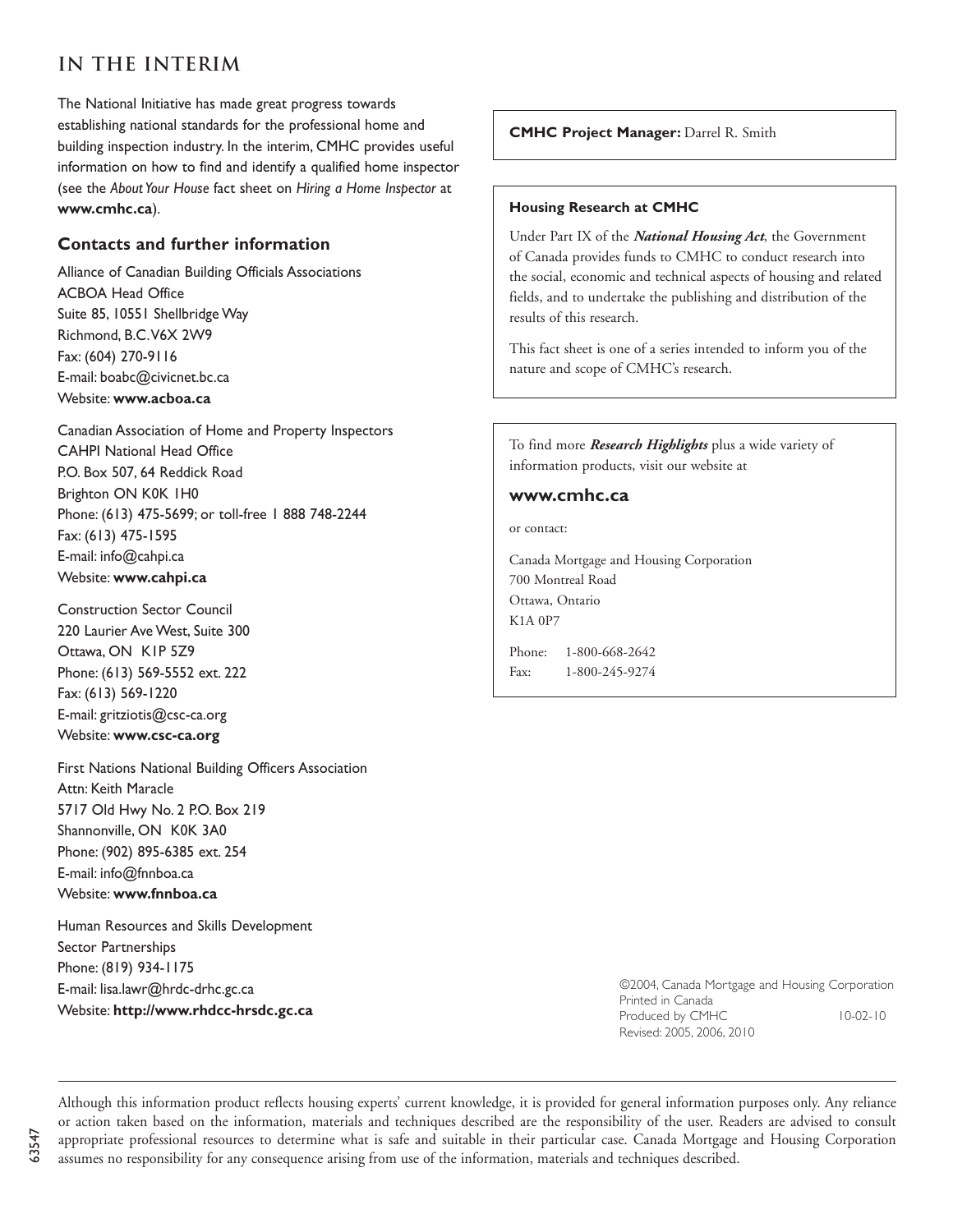## IN THE INTERIM

The National Initiative has made great progress towards establishing national standards for the professional home and building inspection industry. In the interim, CMHC provides useful information on how to find and identify a qualified home inspector (see the *About Your House* fact sheet on *Hiring a Home Inspector* at **www.cmhc.ca**).

### Contacts and further information

Alliance of Canadian Building Officials Associations
ACBOA Head Office
Suite 85, 10551 Shellbridge Way
Richmond, B.C. V6X 2W9
Fax: (604) 270-9116
E-mail: boabc@civicnet.bc.ca
Website: **www.acboa.ca**

Canadian Association of Home and Property Inspectors
CAHPI National Head Office
P.O. Box 507, 64 Reddick Road
Brighton ON K0K 1H0
Phone: (613) 475-5699; or toll-free 1 888 748-2244
Fax: (613) 475-1595
E-mail: info@cahpi.ca
Website: **www.cahpi.ca**

Construction Sector Council
220 Laurier Ave West, Suite 300
Ottawa, ON K1P 5Z9
Phone: (613) 569-5552 ext. 222
Fax: (613) 569-1220
E-mail: gritziotis@csc-ca.org
Website: **www.csc-ca.org**

First Nations National Building Officers Association
Attn: Keith Maracle
5717 Old Hwy No. 2 P.O. Box 219
Shannonville, ON K0K 3A0
Phone: (902) 895-6385 ext. 254
E-mail: info@fnnboa.ca
Website: **www.fnnboa.ca**

Human Resources and Skills Development
Sector Partnerships
Phone: (819) 934-1175
E-mail: lisa.lawr@hrdc-drhc.gc.ca
Website: **http://www.rhdcc-hrsdc.gc.ca**

**CMHC Project Manager:** Darrel R. Smith

**Housing Research at CMHC**

Under Part IX of the ***National Housing Act***, the Government of Canada provides funds to CMHC to conduct research into the social, economic and technical aspects of housing and related fields, and to undertake the publishing and distribution of the results of this research.

This fact sheet is one of a series intended to inform you of the nature and scope of CMHC's research.

To find more ***Research Highlights*** plus a wide variety of information products, visit our website at

**www.cmhc.ca**

or contact:

Canada Mortgage and Housing Corporation
700 Montreal Road
Ottawa, Ontario
K1A 0P7

Phone: 1-800-668-2642
Fax: 1-800-245-9274

©2004, Canada Mortgage and Housing Corporation
Printed in Canada
Produced by CMHC 10-02-10
Revised: 2005, 2006, 2010

Although this information product reflects housing experts' current knowledge, it is provided for general information purposes only. Any reliance or action taken based on the information, materials and techniques described are the responsibility of the user. Readers are advised to consult appropriate professional resources to determine what is safe and suitable in their particular case. Canada Mortgage and Housing Corporation assumes no responsibility for any consequence arising from use of the information, materials and techniques described.

63547